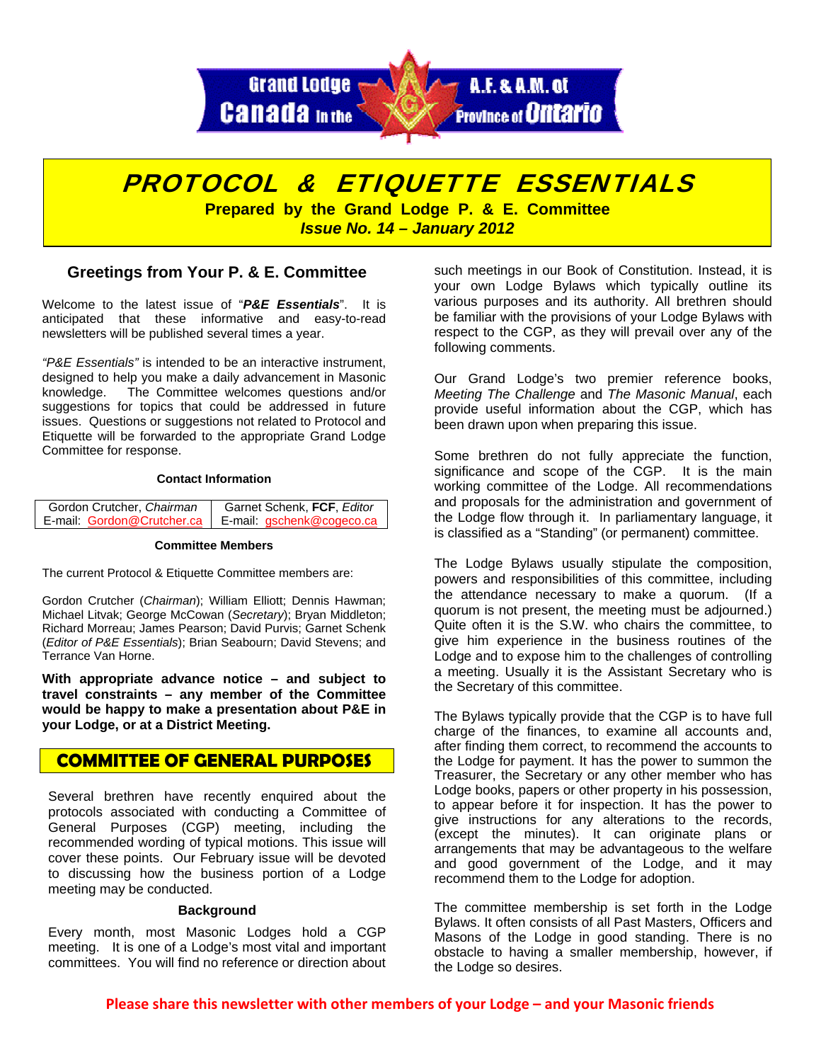Grand Lodge Canada in the Province of Ontario A.F. & A.M. of

# PROTOCOL & ETIQUETTE ESSENTIALS

**Prepared by the Grand Lodge P. & E. Committee**

***Issue No. 14 – January 2012***

## Greetings from Your P. & E. Committee

Welcome to the latest issue of "***P&E Essentials***". It is anticipated that these informative and easy-to-read newsletters will be published several times a year.

*"P&E Essentials"* is intended to be an interactive instrument, designed to help you make a daily advancement in Masonic knowledge. The Committee welcomes questions and/or suggestions for topics that could be addressed in future issues. Questions or suggestions not related to Protocol and Etiquette will be forwarded to the appropriate Grand Lodge Committee for response.

**Contact Information**

| Gordon Crutcher, *Chairman* | Garnet Schenk, **FCF**, *Editor* |
|---|---|
| E-mail: Gordon@Crutcher.ca | E-mail: gschenk@cogeco.ca |

**Committee Members**

The current Protocol & Etiquette Committee members are:

Gordon Crutcher (*Chairman*); William Elliott; Dennis Hawman; Michael Litvak; George McCowan (*Secretary*); Bryan Middleton; Richard Morreau; James Pearson; David Purvis; Garnet Schenk (*Editor of P&E Essentials*); Brian Seabourn; David Stevens; and Terrance Van Horne.

**With appropriate advance notice – and subject to travel constraints – any member of the Committee would be happy to make a presentation about P&E in your Lodge, or at a District Meeting.**

## COMMITTEE OF GENERAL PURPOSES

Several brethren have recently enquired about the protocols associated with conducting a Committee of General Purposes (CGP) meeting, including the recommended wording of typical motions. This issue will cover these points. Our February issue will be devoted to discussing how the business portion of a Lodge meeting may be conducted.

### Background

Every month, most Masonic Lodges hold a CGP meeting. It is one of a Lodge's most vital and important committees. You will find no reference or direction about such meetings in our Book of Constitution. Instead, it is your own Lodge Bylaws which typically outline its various purposes and its authority. All brethren should be familiar with the provisions of your Lodge Bylaws with respect to the CGP, as they will prevail over any of the following comments.

Our Grand Lodge's two premier reference books, *Meeting The Challenge* and *The Masonic Manual*, each provide useful information about the CGP, which has been drawn upon when preparing this issue.

Some brethren do not fully appreciate the function, significance and scope of the CGP. It is the main working committee of the Lodge. All recommendations and proposals for the administration and government of the Lodge flow through it. In parliamentary language, it is classified as a "Standing" (or permanent) committee.

The Lodge Bylaws usually stipulate the composition, powers and responsibilities of this committee, including the attendance necessary to make a quorum. (If a quorum is not present, the meeting must be adjourned.) Quite often it is the S.W. who chairs the committee, to give him experience in the business routines of the Lodge and to expose him to the challenges of controlling a meeting. Usually it is the Assistant Secretary who is the Secretary of this committee.

The Bylaws typically provide that the CGP is to have full charge of the finances, to examine all accounts and, after finding them correct, to recommend the accounts to the Lodge for payment. It has the power to summon the Treasurer, the Secretary or any other member who has Lodge books, papers or other property in his possession, to appear before it for inspection. It has the power to give instructions for any alterations to the records, (except the minutes). It can originate plans or arrangements that may be advantageous to the welfare and good government of the Lodge, and it may recommend them to the Lodge for adoption.

The committee membership is set forth in the Lodge Bylaws. It often consists of all Past Masters, Officers and Masons of the Lodge in good standing. There is no obstacle to having a smaller membership, however, if the Lodge so desires.

**Please share this newsletter with other members of your Lodge – and your Masonic friends**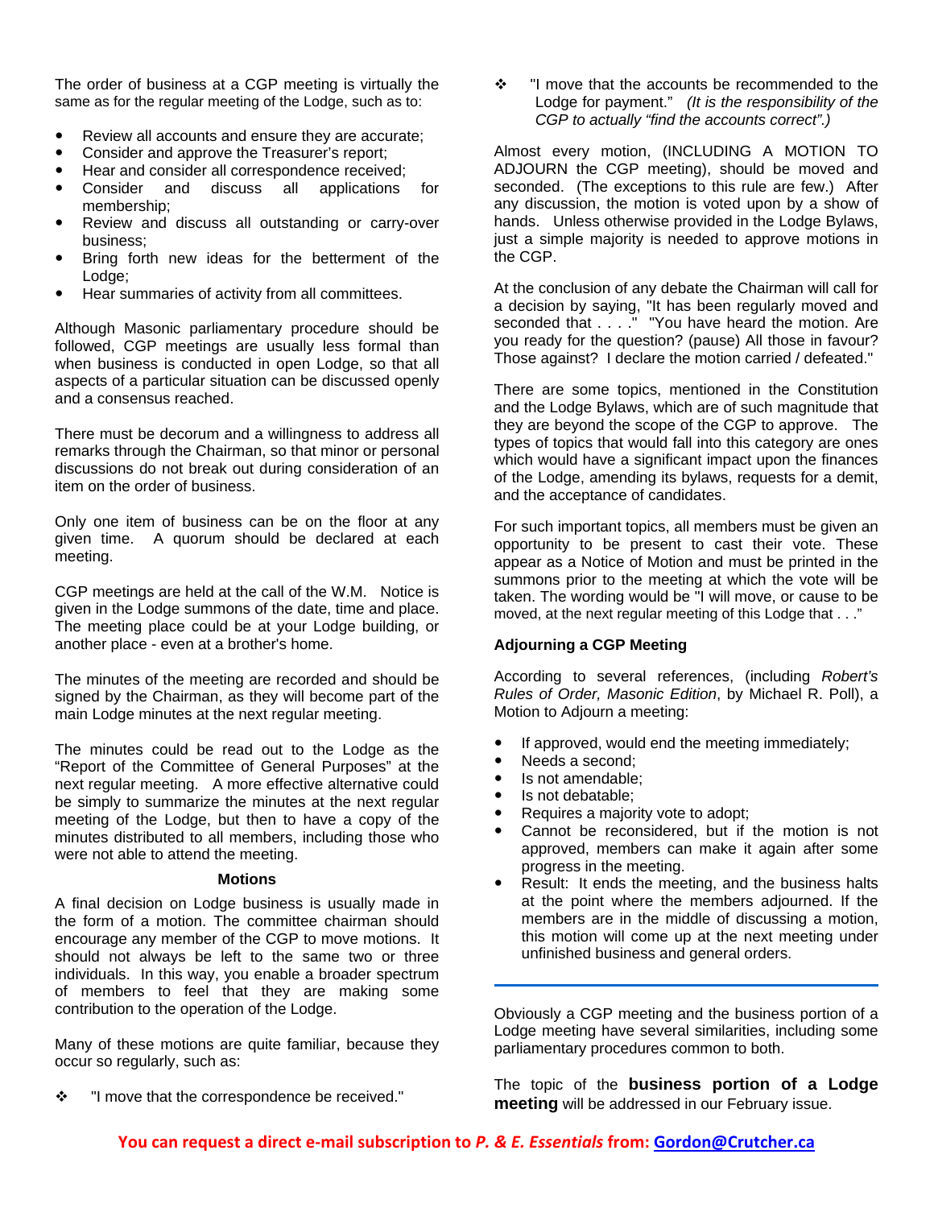The order of business at a CGP meeting is virtually the same as for the regular meeting of the Lodge, such as to:

- Review all accounts and ensure they are accurate;
- Consider and approve the Treasurer's report;
- Hear and consider all correspondence received;
- Consider and discuss all applications for membership;
- Review and discuss all outstanding or carry-over business;
- Bring forth new ideas for the betterment of the Lodge;
- Hear summaries of activity from all committees.

Although Masonic parliamentary procedure should be followed, CGP meetings are usually less formal than when business is conducted in open Lodge, so that all aspects of a particular situation can be discussed openly and a consensus reached.

There must be decorum and a willingness to address all remarks through the Chairman, so that minor or personal discussions do not break out during consideration of an item on the order of business.

Only one item of business can be on the floor at any given time. A quorum should be declared at each meeting.

CGP meetings are held at the call of the W.M. Notice is given in the Lodge summons of the date, time and place. The meeting place could be at your Lodge building, or another place - even at a brother's home.

The minutes of the meeting are recorded and should be signed by the Chairman, as they will become part of the main Lodge minutes at the next regular meeting.

The minutes could be read out to the Lodge as the "Report of the Committee of General Purposes" at the next regular meeting. A more effective alternative could be simply to summarize the minutes at the next regular meeting of the Lodge, but then to have a copy of the minutes distributed to all members, including those who were not able to attend the meeting.

### Motions

A final decision on Lodge business is usually made in the form of a motion. The committee chairman should encourage any member of the CGP to move motions. It should not always be left to the same two or three individuals. In this way, you enable a broader spectrum of members to feel that they are making some contribution to the operation of the Lodge.

Many of these motions are quite familiar, because they occur so regularly, such as:

- "I move that the correspondence be received."
- "I move that the accounts be recommended to the Lodge for payment." *(It is the responsibility of the CGP to actually "find the accounts correct".)*

Almost every motion, (INCLUDING A MOTION TO ADJOURN the CGP meeting), should be moved and seconded. (The exceptions to this rule are few.) After any discussion, the motion is voted upon by a show of hands. Unless otherwise provided in the Lodge Bylaws, just a simple majority is needed to approve motions in the CGP.

At the conclusion of any debate the Chairman will call for a decision by saying, "It has been regularly moved and seconded that . . . ." "You have heard the motion. Are you ready for the question? (pause) All those in favour? Those against? I declare the motion carried / defeated."

There are some topics, mentioned in the Constitution and the Lodge Bylaws, which are of such magnitude that they are beyond the scope of the CGP to approve. The types of topics that would fall into this category are ones which would have a significant impact upon the finances of the Lodge, amending its bylaws, requests for a demit, and the acceptance of candidates.

For such important topics, all members must be given an opportunity to be present to cast their vote. These appear as a Notice of Motion and must be printed in the summons prior to the meeting at which the vote will be taken. The wording would be "I will move, or cause to be moved, at the next regular meeting of this Lodge that . . ."

### Adjourning a CGP Meeting

According to several references, (including *Robert's Rules of Order, Masonic Edition*, by Michael R. Poll), a Motion to Adjourn a meeting:

- If approved, would end the meeting immediately;
- Needs a second;
- Is not amendable;
- Is not debatable;
- Requires a majority vote to adopt;
- Cannot be reconsidered, but if the motion is not approved, members can make it again after some progress in the meeting.
- Result: It ends the meeting, and the business halts at the point where the members adjourned. If the members are in the middle of discussing a motion, this motion will come up at the next meeting under unfinished business and general orders.

---

Obviously a CGP meeting and the business portion of a Lodge meeting have several similarities, including some parliamentary procedures common to both.

The topic of the **business portion of a Lodge meeting** will be addressed in our February issue.

**You can request a direct e-mail subscription to *P. & E. Essentials* from: Gordon@Crutcher.ca**